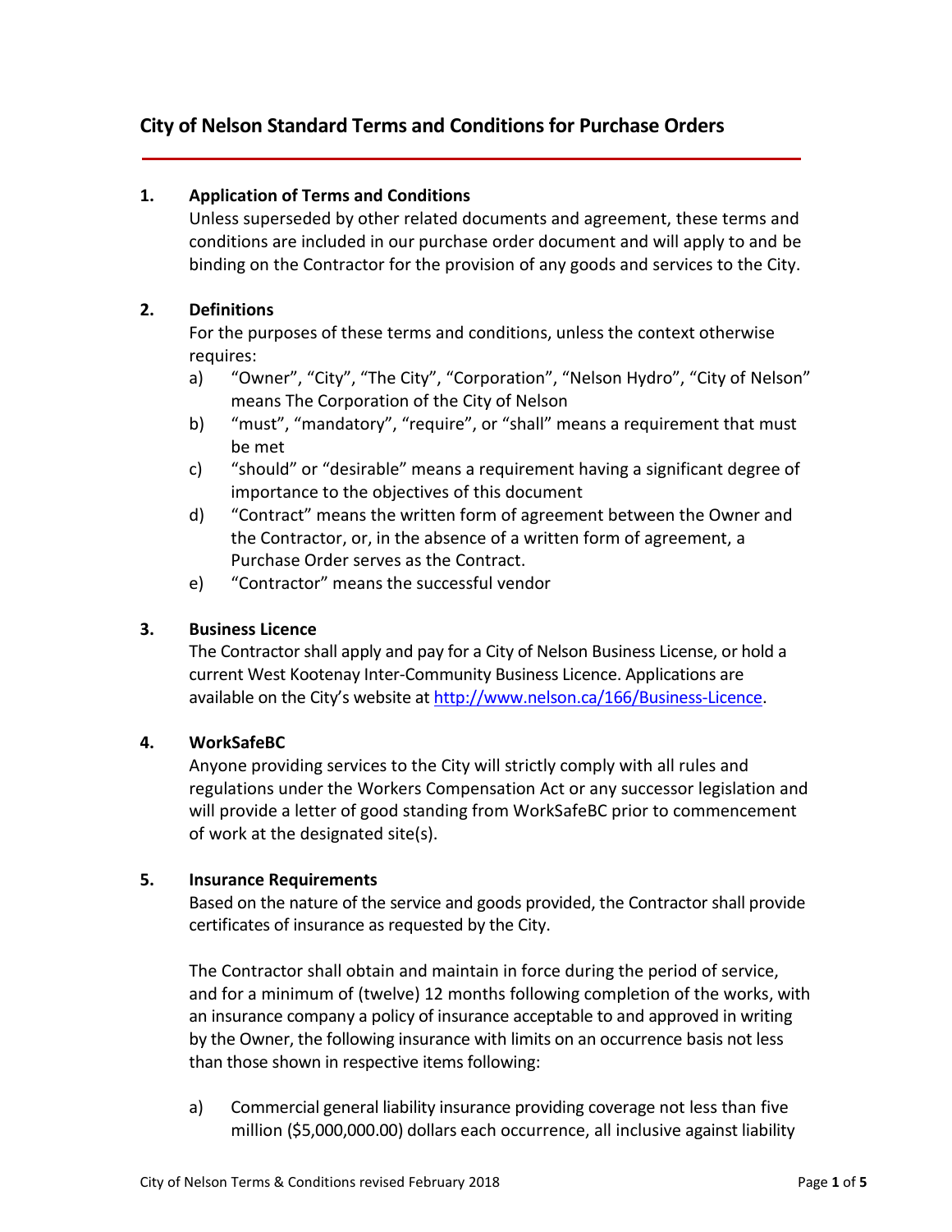# City of Nelson Standard Terms and Conditions for Purchase Orders

## 1. Application of Terms and Conditions

Unless superseded by other related documents and agreement, these terms and conditions are included in our purchase order document and will apply to and be binding on the Contractor for the provision of any goods and services to the City.

## 2. Definitions

For the purposes of these terms and conditions, unless the context otherwise requires:

a) “Owner”, “City”, “The City”, “Corporation”, “Nelson Hydro”, “City of Nelson” means The Corporation of the City of Nelson

b) “must”, “mandatory”, “require”, or “shall” means a requirement that must be met

c) “should” or “desirable” means a requirement having a significant degree of importance to the objectives of this document

d) “Contract” means the written form of agreement between the Owner and the Contractor, or, in the absence of a written form of agreement, a Purchase Order serves as the Contract.

e) “Contractor” means the successful vendor

## 3. Business Licence

The Contractor shall apply and pay for a City of Nelson Business License, or hold a current West Kootenay Inter-Community Business Licence. Applications are available on the City’s website at [http://www.nelson.ca/166/Business-Licence](http://www.nelson.ca/166/Business-Licence).

## 4. WorkSafeBC

Anyone providing services to the City will strictly comply with all rules and regulations under the Workers Compensation Act or any successor legislation and will provide a letter of good standing from WorkSafeBC prior to commencement of work at the designated site(s).

## 5. Insurance Requirements

Based on the nature of the service and goods provided, the Contractor shall provide certificates of insurance as requested by the City.

The Contractor shall obtain and maintain in force during the period of service, and for a minimum of (twelve) 12 months following completion of the works, with an insurance company a policy of insurance acceptable to and approved in writing by the Owner, the following insurance with limits on an occurrence basis not less than those shown in respective items following:

a) Commercial general liability insurance providing coverage not less than five million ($5,000,000.00) dollars each occurrence, all inclusive against liability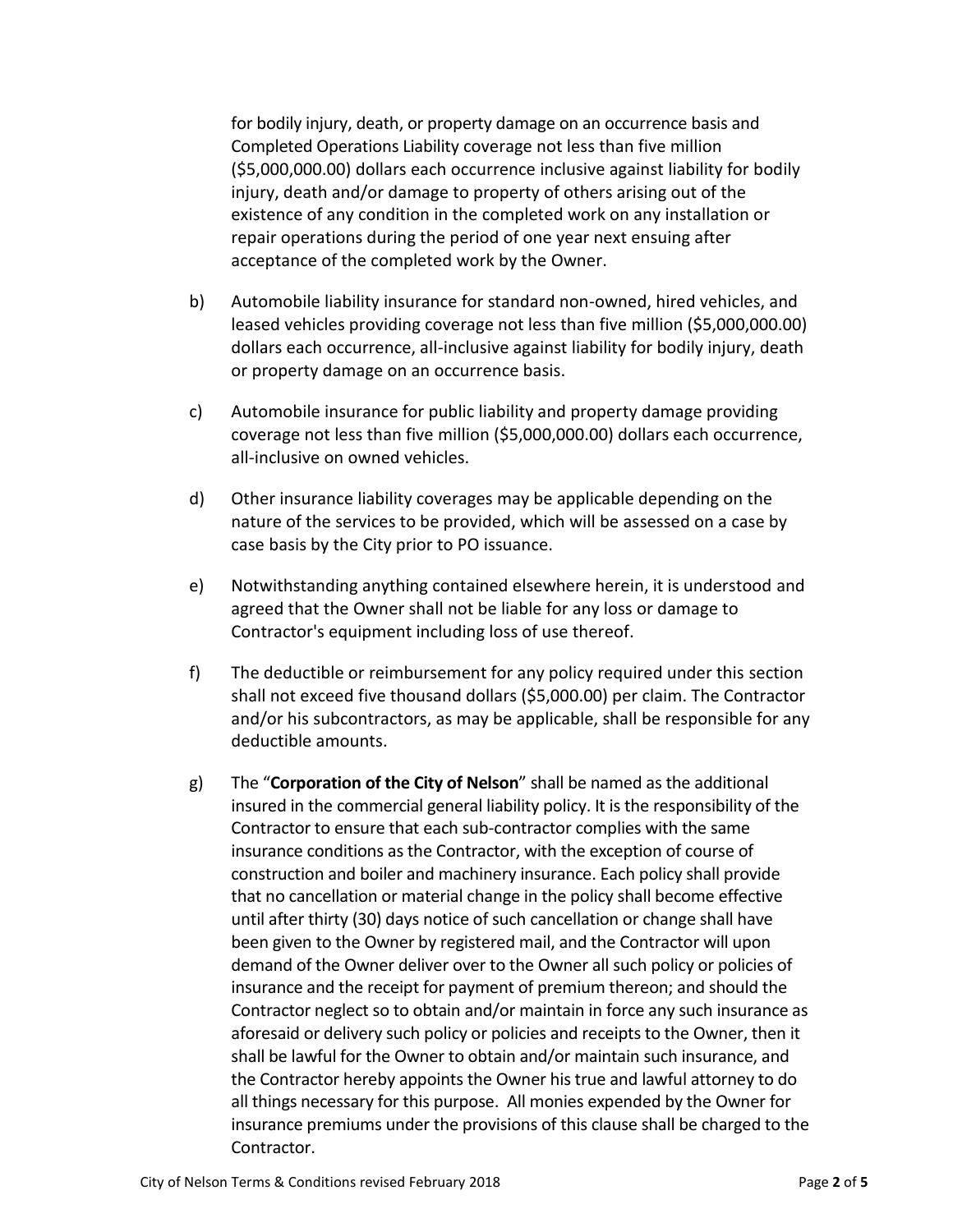for bodily injury, death, or property damage on an occurrence basis and Completed Operations Liability coverage not less than five million ($5,000,000.00) dollars each occurrence inclusive against liability for bodily injury, death and/or damage to property of others arising out of the existence of any condition in the completed work on any installation or repair operations during the period of one year next ensuing after acceptance of the completed work by the Owner.

b) Automobile liability insurance for standard non-owned, hired vehicles, and leased vehicles providing coverage not less than five million ($5,000,000.00) dollars each occurrence, all-inclusive against liability for bodily injury, death or property damage on an occurrence basis.

c) Automobile insurance for public liability and property damage providing coverage not less than five million ($5,000,000.00) dollars each occurrence, all-inclusive on owned vehicles.

d) Other insurance liability coverages may be applicable depending on the nature of the services to be provided, which will be assessed on a case by case basis by the City prior to PO issuance.

e) Notwithstanding anything contained elsewhere herein, it is understood and agreed that the Owner shall not be liable for any loss or damage to Contractor's equipment including loss of use thereof.

f) The deductible or reimbursement for any policy required under this section shall not exceed five thousand dollars ($5,000.00) per claim. The Contractor and/or his subcontractors, as may be applicable, shall be responsible for any deductible amounts.

g) The "**Corporation of the City of Nelson**" shall be named as the additional insured in the commercial general liability policy. It is the responsibility of the Contractor to ensure that each sub-contractor complies with the same insurance conditions as the Contractor, with the exception of course of construction and boiler and machinery insurance. Each policy shall provide that no cancellation or material change in the policy shall become effective until after thirty (30) days notice of such cancellation or change shall have been given to the Owner by registered mail, and the Contractor will upon demand of the Owner deliver over to the Owner all such policy or policies of insurance and the receipt for payment of premium thereon; and should the Contractor neglect so to obtain and/or maintain in force any such insurance as aforesaid or delivery such policy or policies and receipts to the Owner, then it shall be lawful for the Owner to obtain and/or maintain such insurance, and the Contractor hereby appoints the Owner his true and lawful attorney to do all things necessary for this purpose. All monies expended by the Owner for insurance premiums under the provisions of this clause shall be charged to the Contractor.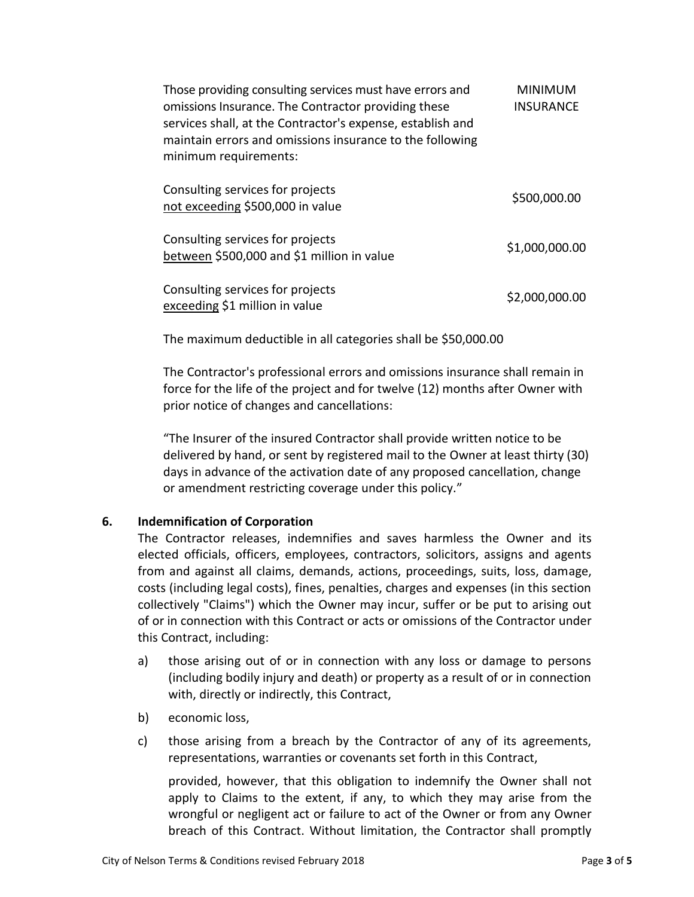| Those providing consulting services must have errors and omissions Insurance. The Contractor providing these services shall, at the Contractor's expense, establish and maintain errors and omissions insurance to the following minimum requirements: | MINIMUM INSURANCE |
|---|---|
| Consulting services for projects <u>not exceeding</u> $500,000 in value | $500,000.00 |
| Consulting services for projects <u>between</u> $500,000 and $1 million in value | $1,000,000.00 |
| Consulting services for projects <u>exceeding</u> $1 million in value | $2,000,000.00 |

The maximum deductible in all categories shall be $50,000.00

The Contractor's professional errors and omissions insurance shall remain in force for the life of the project and for twelve (12) months after Owner with prior notice of changes and cancellations:

"The Insurer of the insured Contractor shall provide written notice to be delivered by hand, or sent by registered mail to the Owner at least thirty (30) days in advance of the activation date of any proposed cancellation, change or amendment restricting coverage under this policy."

## 6. Indemnification of Corporation

The Contractor releases, indemnifies and saves harmless the Owner and its elected officials, officers, employees, contractors, solicitors, assigns and agents from and against all claims, demands, actions, proceedings, suits, loss, damage, costs (including legal costs), fines, penalties, charges and expenses (in this section collectively "Claims") which the Owner may incur, suffer or be put to arising out of or in connection with this Contract or acts or omissions of the Contractor under this Contract, including:

a) those arising out of or in connection with any loss or damage to persons (including bodily injury and death) or property as a result of or in connection with, directly or indirectly, this Contract,

b) economic loss,

c) those arising from a breach by the Contractor of any of its agreements, representations, warranties or covenants set forth in this Contract,

provided, however, that this obligation to indemnify the Owner shall not apply to Claims to the extent, if any, to which they may arise from the wrongful or negligent act or failure to act of the Owner or from any Owner breach of this Contract. Without limitation, the Contractor shall promptly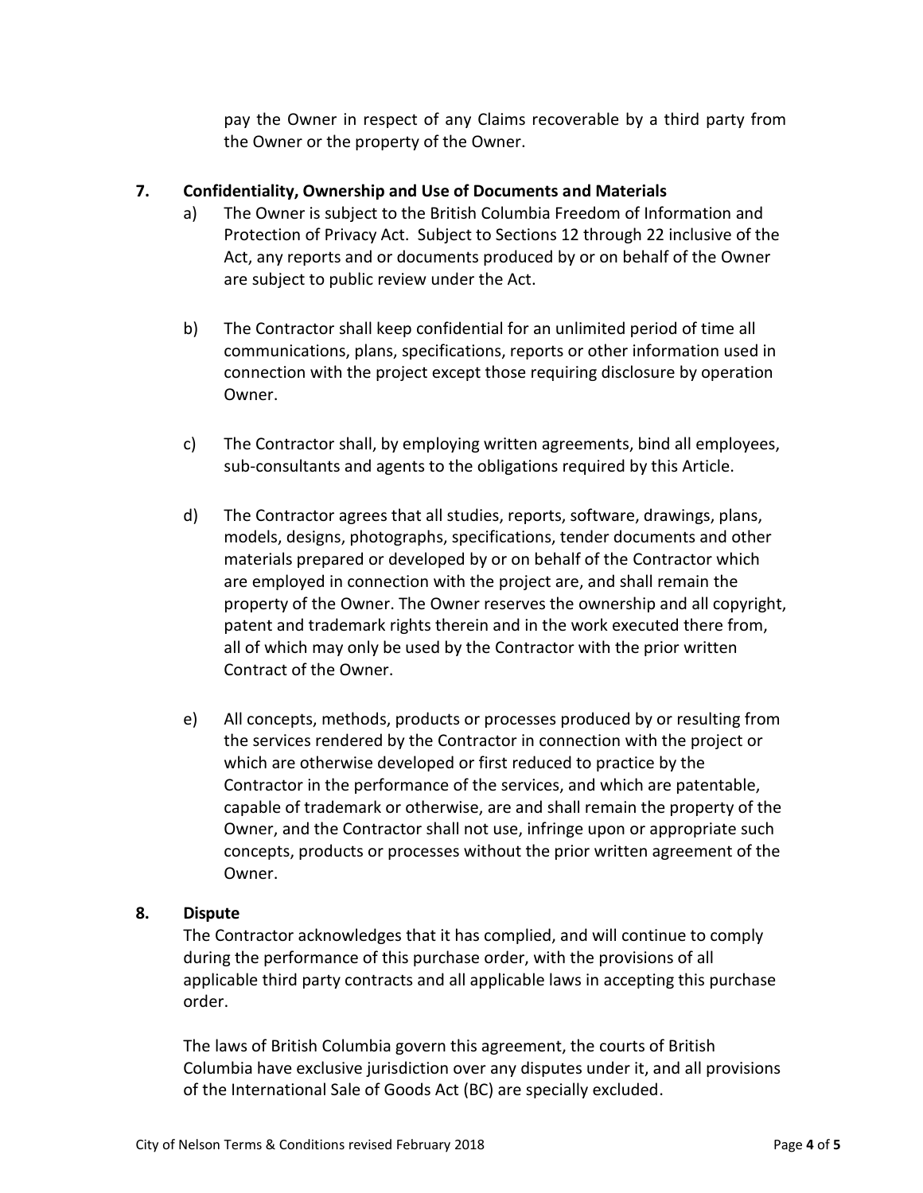pay the Owner in respect of any Claims recoverable by a third party from the Owner or the property of the Owner.

## 7. Confidentiality, Ownership and Use of Documents and Materials

a) The Owner is subject to the British Columbia Freedom of Information and Protection of Privacy Act. Subject to Sections 12 through 22 inclusive of the Act, any reports and or documents produced by or on behalf of the Owner are subject to public review under the Act.

b) The Contractor shall keep confidential for an unlimited period of time all communications, plans, specifications, reports or other information used in connection with the project except those requiring disclosure by operation Owner.

c) The Contractor shall, by employing written agreements, bind all employees, sub-consultants and agents to the obligations required by this Article.

d) The Contractor agrees that all studies, reports, software, drawings, plans, models, designs, photographs, specifications, tender documents and other materials prepared or developed by or on behalf of the Contractor which are employed in connection with the project are, and shall remain the property of the Owner. The Owner reserves the ownership and all copyright, patent and trademark rights therein and in the work executed there from, all of which may only be used by the Contractor with the prior written Contract of the Owner.

e) All concepts, methods, products or processes produced by or resulting from the services rendered by the Contractor in connection with the project or which are otherwise developed or first reduced to practice by the Contractor in the performance of the services, and which are patentable, capable of trademark or otherwise, are and shall remain the property of the Owner, and the Contractor shall not use, infringe upon or appropriate such concepts, products or processes without the prior written agreement of the Owner.

## 8. Dispute

The Contractor acknowledges that it has complied, and will continue to comply during the performance of this purchase order, with the provisions of all applicable third party contracts and all applicable laws in accepting this purchase order.

The laws of British Columbia govern this agreement, the courts of British Columbia have exclusive jurisdiction over any disputes under it, and all provisions of the International Sale of Goods Act (BC) are specially excluded.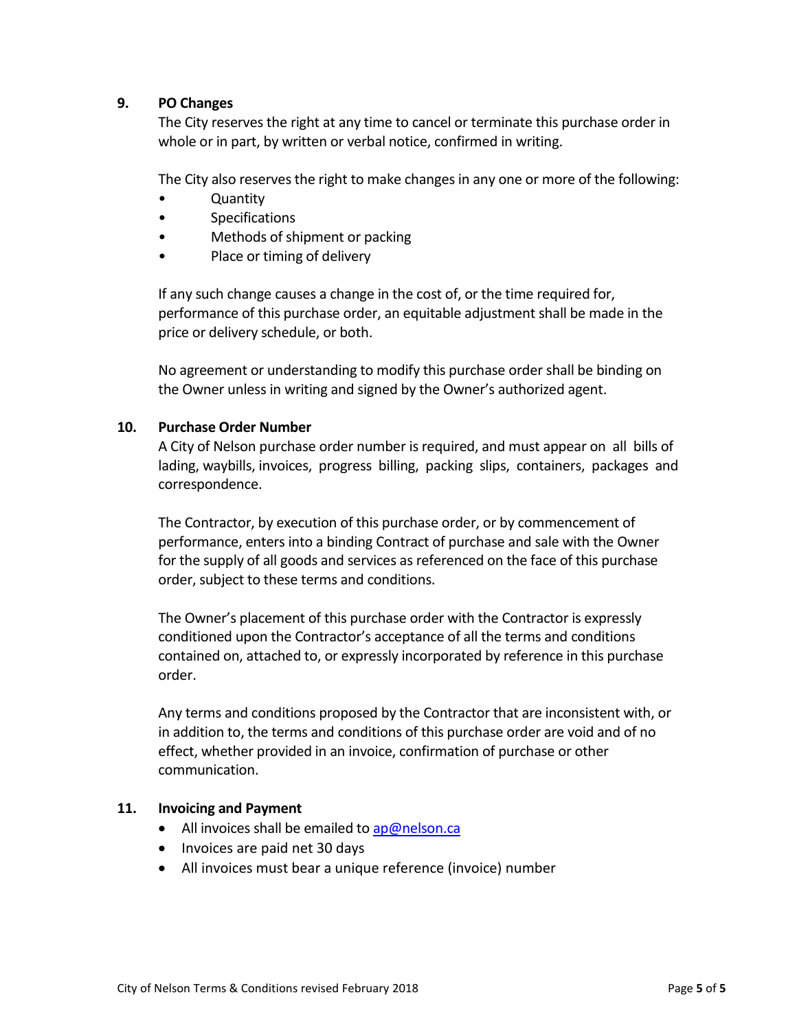## 9. PO Changes

The City reserves the right at any time to cancel or terminate this purchase order in whole or in part, by written or verbal notice, confirmed in writing.

The City also reserves the right to make changes in any one or more of the following:

- Quantity
- Specifications
- Methods of shipment or packing
- Place or timing of delivery

If any such change causes a change in the cost of, or the time required for, performance of this purchase order, an equitable adjustment shall be made in the price or delivery schedule, or both.

No agreement or understanding to modify this purchase order shall be binding on the Owner unless in writing and signed by the Owner's authorized agent.

## 10. Purchase Order Number

A City of Nelson purchase order number is required, and must appear on all bills of lading, waybills, invoices, progress billing, packing slips, containers, packages and correspondence.

The Contractor, by execution of this purchase order, or by commencement of performance, enters into a binding Contract of purchase and sale with the Owner for the supply of all goods and services as referenced on the face of this purchase order, subject to these terms and conditions.

The Owner's placement of this purchase order with the Contractor is expressly conditioned upon the Contractor's acceptance of all the terms and conditions contained on, attached to, or expressly incorporated by reference in this purchase order.

Any terms and conditions proposed by the Contractor that are inconsistent with, or in addition to, the terms and conditions of this purchase order are void and of no effect, whether provided in an invoice, confirmation of purchase or other communication.

## 11. Invoicing and Payment

- All invoices shall be emailed to ap@nelson.ca
- Invoices are paid net 30 days
- All invoices must bear a unique reference (invoice) number